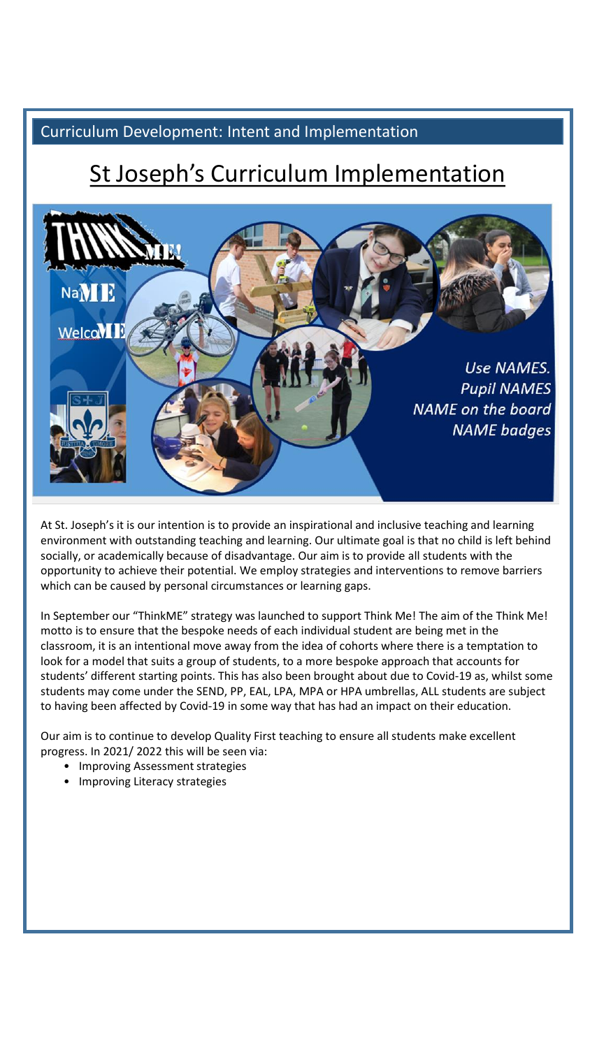Curriculum Development: Intent and Implementation

# St Joseph's Curriculum Implementation

THINK ME!

NaME

WelcoME

*Use NAMES.*
*Pupil NAMES*
*NAME on the board*
*NAME badges*

At St. Joseph's it is our intention is to provide an inspirational and inclusive teaching and learning environment with outstanding teaching and learning. Our ultimate goal is that no child is left behind socially, or academically because of disadvantage. Our aim is to provide all students with the opportunity to achieve their potential. We employ strategies and interventions to remove barriers which can be caused by personal circumstances or learning gaps.

In September our "ThinkME" strategy was launched to support Think Me! The aim of the Think Me! motto is to ensure that the bespoke needs of each individual student are being met in the classroom, it is an intentional move away from the idea of cohorts where there is a temptation to look for a model that suits a group of students, to a more bespoke approach that accounts for students' different starting points. This has also been brought about due to Covid-19 as, whilst some students may come under the SEND, PP, EAL, LPA, MPA or HPA umbrellas, ALL students are subject to having been affected by Covid-19 in some way that has had an impact on their education.

Our aim is to continue to develop Quality First teaching to ensure all students make excellent progress. In 2021/ 2022 this will be seen via:

- Improving Assessment strategies
- Improving Literacy strategies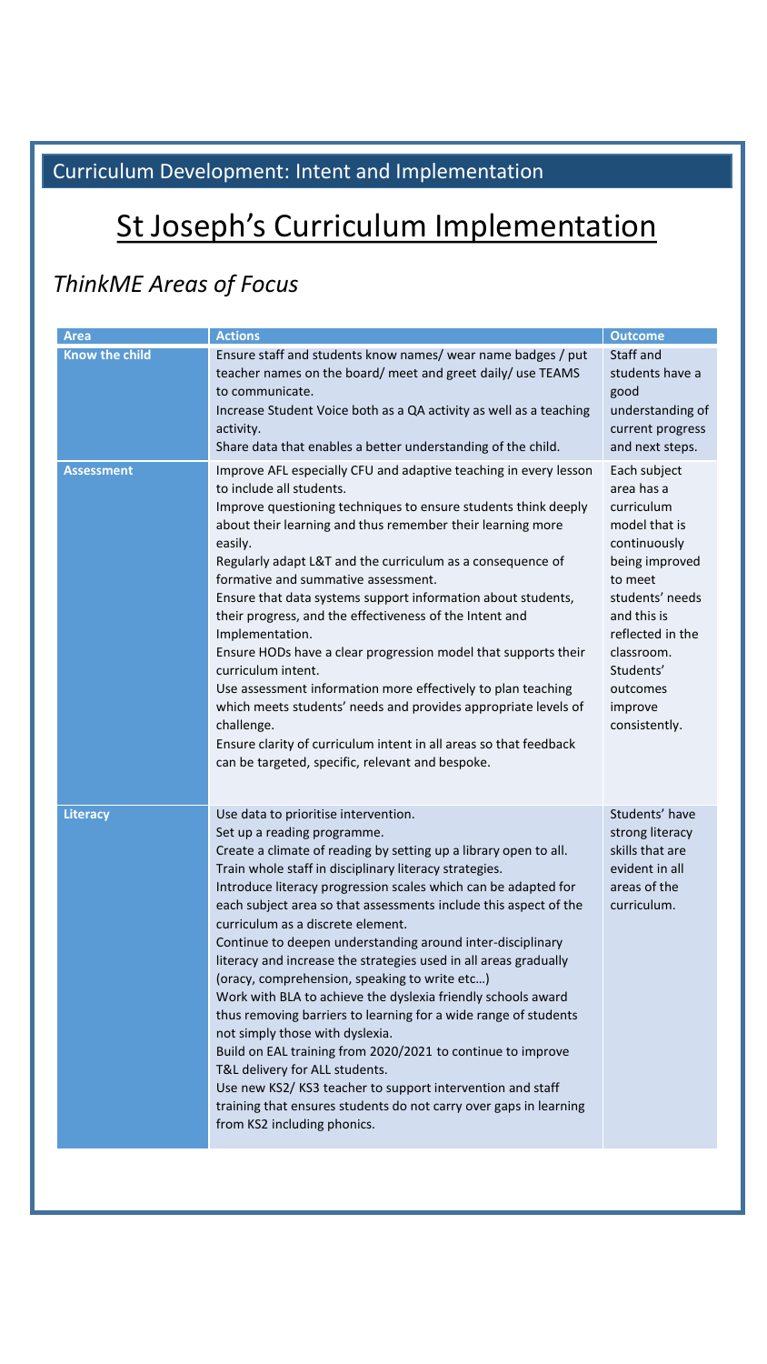## Curriculum Development: Intent and Implementation

# St Joseph's Curriculum Implementation

## *ThinkME Areas of Focus*

| Area | Actions | Outcome |
| --- | --- | --- |
| **Know the child** | Ensure staff and students know names/ wear name badges / put teacher names on the board/ meet and greet daily/ use TEAMS to communicate.<br>Increase Student Voice both as a QA activity as well as a teaching activity.<br>Share data that enables a better understanding of the child. | Staff and students have a good understanding of current progress and next steps. |
| **Assessment** | Improve AFL especially CFU and adaptive teaching in every lesson to include all students.<br>Improve questioning techniques to ensure students think deeply about their learning and thus remember their learning more easily.<br>Regularly adapt L&T and the curriculum as a consequence of formative and summative assessment.<br>Ensure that data systems support information about students, their progress, and the effectiveness of the Intent and Implementation.<br>Ensure HODs have a clear progression model that supports their curriculum intent.<br>Use assessment information more effectively to plan teaching which meets students' needs and provides appropriate levels of challenge.<br>Ensure clarity of curriculum intent in all areas so that feedback can be targeted, specific, relevant and bespoke. | Each subject area has a curriculum model that is continuously being improved to meet students' needs and this is reflected in the classroom. Students' outcomes improve consistently. |
| **Literacy** | Use data to prioritise intervention.<br>Set up a reading programme.<br>Create a climate of reading by setting up a library open to all.<br>Train whole staff in disciplinary literacy strategies.<br>Introduce literacy progression scales which can be adapted for each subject area so that assessments include this aspect of the curriculum as a discrete element.<br>Continue to deepen understanding around inter-disciplinary literacy and increase the strategies used in all areas gradually (oracy, comprehension, speaking to write etc…)<br>Work with BLA to achieve the dyslexia friendly schools award thus removing barriers to learning for a wide range of students not simply those with dyslexia.<br>Build on EAL training from 2020/2021 to continue to improve T&L delivery for ALL students.<br>Use new KS2/ KS3 teacher to support intervention and staff training that ensures students do not carry over gaps in learning from KS2 including phonics. | Students' have strong literacy skills that are evident in all areas of the curriculum. |